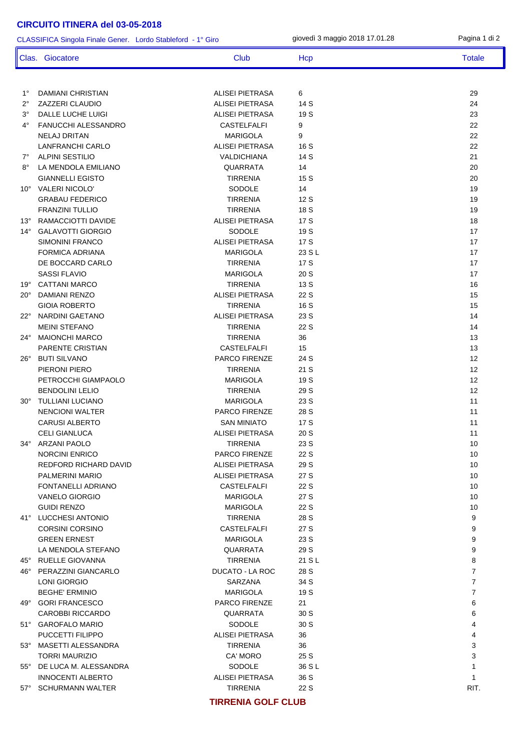# CIRCUITO ITINERA del 03-05-2018

CLASSIFICA Singola Finale Gener. Lordo Stableford - 1° Giro

giovedì 3 maggio 2018 17.01.28

| Clas. | Giocatore | Club | Hcp | Totale |
|---|---|---|---|---|
| 1° | DAMIANI CHRISTIAN | ALISEI PIETRASA | 6 | 29 |
| 2° | ZAZZERI CLAUDIO | ALISEI PIETRASA | 14 S | 24 |
| 3° | DALLE LUCHE LUIGI | ALISEI PIETRASA | 19 S | 23 |
| 4° | FANUCCHI ALESSANDRO | CASTELFALFI | 9 | 22 |
| | NELAJ DRITAN | MARIGOLA | 9 | 22 |
| | LANFRANCHI CARLO | ALISEI PIETRASA | 16 S | 22 |
| 7° | ALPINI SESTILIO | VALDICHIANA | 14 S | 21 |
| 8° | LA MENDOLA EMILIANO | QUARRATA | 14 | 20 |
| | GIANNELLI EGISTO | TIRRENIA | 15 S | 20 |
| 10° | VALERI NICOLO' | SODOLE | 14 | 19 |
| | GRABAU FEDERICO | TIRRENIA | 12 S | 19 |
| | FRANZINI TULLIO | TIRRENIA | 18 S | 19 |
| 13° | RAMACCIOTTI DAVIDE | ALISEI PIETRASA | 17 S | 18 |
| 14° | GALAVOTTI GIORGIO | SODOLE | 19 S | 17 |
| | SIMONINI FRANCO | ALISEI PIETRASA | 17 S | 17 |
| | FORMICA ADRIANA | MARIGOLA | 23 S L | 17 |
| | DE BOCCARD CARLO | TIRRENIA | 17 S | 17 |
| | SASSI FLAVIO | MARIGOLA | 20 S | 17 |
| 19° | CATTANI MARCO | TIRRENIA | 13 S | 16 |
| 20° | DAMIANI RENZO | ALISEI PIETRASA | 22 S | 15 |
| | GIOIA ROBERTO | TIRRENIA | 16 S | 15 |
| 22° | NARDINI GAETANO | ALISEI PIETRASA | 23 S | 14 |
| | MEINI STEFANO | TIRRENIA | 22 S | 14 |
| 24° | MAIONCHI MARCO | TIRRENIA | 36 | 13 |
| | PARENTE CRISTIAN | CASTELFALFI | 15 | 13 |
| 26° | BUTI SILVANO | PARCO FIRENZE | 24 S | 12 |
| | PIERONI PIERO | TIRRENIA | 21 S | 12 |
| | PETROCCHI GIAMPAOLO | MARIGOLA | 19 S | 12 |
| | BENDOLINI LELIO | TIRRENIA | 29 S | 12 |
| 30° | TULLIANI LUCIANO | MARIGOLA | 23 S | 11 |
| | NENCIONI WALTER | PARCO FIRENZE | 28 S | 11 |
| | CARUSI ALBERTO | SAN MINIATO | 17 S | 11 |
| | CELI GIANLUCA | ALISEI PIETRASA | 20 S | 11 |
| 34° | ARZANI PAOLO | TIRRENIA | 23 S | 10 |
| | NORCINI ENRICO | PARCO FIRENZE | 22 S | 10 |
| | REDFORD RICHARD DAVID | ALISEI PIETRASA | 29 S | 10 |
| | PALMERINI MARIO | ALISEI PIETRASA | 27 S | 10 |
| | FONTANELLI ADRIANO | CASTELFALFI | 22 S | 10 |
| | VANELO GIORGIO | MARIGOLA | 27 S | 10 |
| | GUIDI RENZO | MARIGOLA | 22 S | 10 |
| 41° | LUCCHESI ANTONIO | TIRRENIA | 28 S | 9 |
| | CORSINI CORSINO | CASTELFALFI | 27 S | 9 |
| | GREEN ERNEST | MARIGOLA | 23 S | 9 |
| | LA MENDOLA STEFANO | QUARRATA | 29 S | 9 |
| 45° | RUELLE GIOVANNA | TIRRENIA | 21 S L | 8 |
| 46° | PERAZZINI GIANCARLO | DUCATO - LA ROC | 28 S | 7 |
| | LONI GIORGIO | SARZANA | 34 S | 7 |
| | BEGHE' ERMINIO | MARIGOLA | 19 S | 7 |
| 49° | GORI FRANCESCO | PARCO FIRENZE | 21 | 6 |
| | CAROBBI RICCARDO | QUARRATA | 30 S | 6 |
| 51° | GAROFALO MARIO | SODOLE | 30 S | 4 |
| | PUCCETTI FILIPPO | ALISEI PIETRASA | 36 | 4 |
| 53° | MASETTI ALESSANDRA | TIRRENIA | 36 | 3 |
| | TORRI MAURIZIO | CA' MORO | 25 S | 3 |
| 55° | DE LUCA M. ALESSANDRA | SODOLE | 36 S L | 1 |
| | INNOCENTI ALBERTO | ALISEI PIETRASA | 36 S | 1 |
| 57° | SCHURMANN WALTER | TIRRENIA | 22 S | RIT. |

**TIRRENIA GOLF CLUB**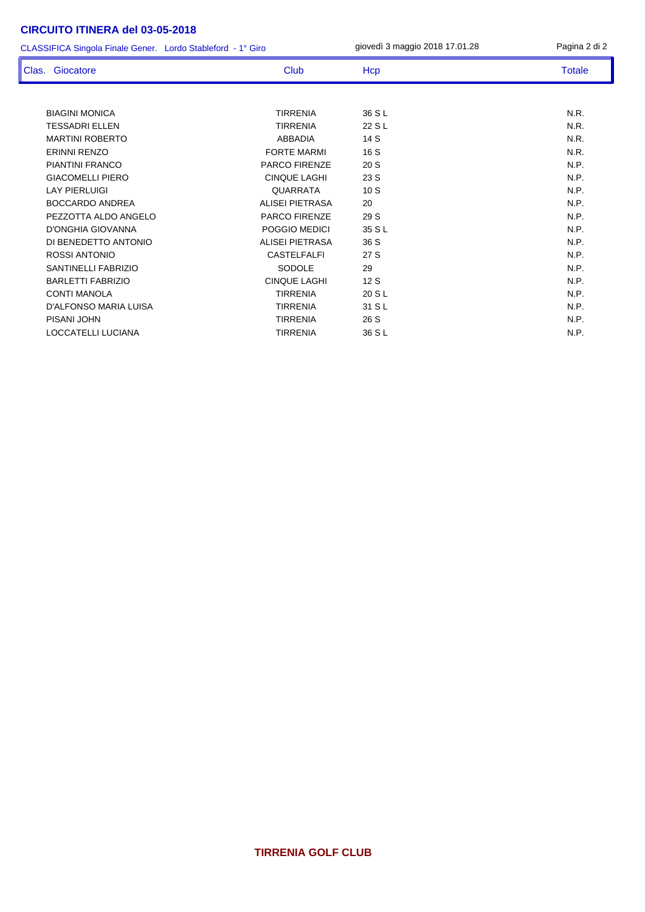## CIRCUITO ITINERA del 03-05-2018

CLASSIFICA Singola Finale Gener. Lordo Stableford - 1° Giro

giovedì 3 maggio 2018 17.01.28

| Clas. | Giocatore | Club | Hcp | Totale |
|---|---|---|---|---|
| | BIAGINI MONICA | TIRRENIA | 36 S L | N.R. |
| | TESSADRI ELLEN | TIRRENIA | 22 S L | N.R. |
| | MARTINI ROBERTO | ABBADIA | 14 S | N.R. |
| | ERINNI RENZO | FORTE MARMI | 16 S | N.R. |
| | PIANTINI FRANCO | PARCO FIRENZE | 20 S | N.P. |
| | GIACOMELLI PIERO | CINQUE LAGHI | 23 S | N.P. |
| | LAY PIERLUIGI | QUARRATA | 10 S | N.P. |
| | BOCCARDO ANDREA | ALISEI PIETRASA | 20 | N.P. |
| | PEZZOTTA ALDO ANGELO | PARCO FIRENZE | 29 S | N.P. |
| | D'ONGHIA GIOVANNA | POGGIO MEDICI | 35 S L | N.P. |
| | DI BENEDETTO ANTONIO | ALISEI PIETRASA | 36 S | N.P. |
| | ROSSI ANTONIO | CASTELFALFI | 27 S | N.P. |
| | SANTINELLI FABRIZIO | SODOLE | 29 | N.P. |
| | BARLETTI FABRIZIO | CINQUE LAGHI | 12 S | N.P. |
| | CONTI MANOLA | TIRRENIA | 20 S L | N.P. |
| | D'ALFONSO MARIA LUISA | TIRRENIA | 31 S L | N.P. |
| | PISANI JOHN | TIRRENIA | 26 S | N.P. |
| | LOCCATELLI LUCIANA | TIRRENIA | 36 S L | N.P. |

**TIRRENIA GOLF CLUB**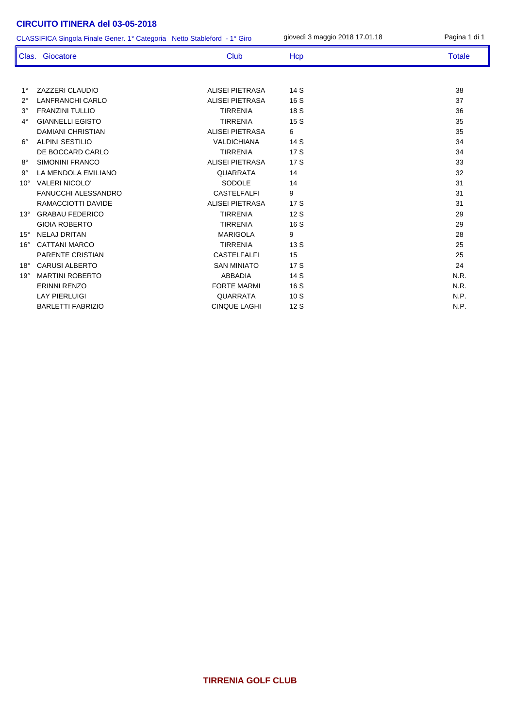# CIRCUITO ITINERA del 03-05-2018

CLASSIFICA Singola Finale Gener. 1° Categoria Netto Stableford - 1° Giro

giovedì 3 maggio 2018 17.01.18

| Clas. | Giocatore | Club | Hcp | Totale |
|---|---|---|---|---|
| 1° | ZAZZERI CLAUDIO | ALISEI PIETRASA | 14 S | 38 |
| 2° | LANFRANCHI CARLO | ALISEI PIETRASA | 16 S | 37 |
| 3° | FRANZINI TULLIO | TIRRENIA | 18 S | 36 |
| 4° | GIANNELLI EGISTO | TIRRENIA | 15 S | 35 |
| | DAMIANI CHRISTIAN | ALISEI PIETRASA | 6 | 35 |
| 6° | ALPINI SESTILIO | VALDICHIANA | 14 S | 34 |
| | DE BOCCARD CARLO | TIRRENIA | 17 S | 34 |
| 8° | SIMONINI FRANCO | ALISEI PIETRASA | 17 S | 33 |
| 9° | LA MENDOLA EMILIANO | QUARRATA | 14 | 32 |
| 10° | VALERI NICOLO' | SODOLE | 14 | 31 |
| | FANUCCHI ALESSANDRO | CASTELFALFI | 9 | 31 |
| | RAMACCIOTTI DAVIDE | ALISEI PIETRASA | 17 S | 31 |
| 13° | GRABAU FEDERICO | TIRRENIA | 12 S | 29 |
| | GIOIA ROBERTO | TIRRENIA | 16 S | 29 |
| 15° | NELAJ DRITAN | MARIGOLA | 9 | 28 |
| 16° | CATTANI MARCO | TIRRENIA | 13 S | 25 |
| | PARENTE CRISTIAN | CASTELFALFI | 15 | 25 |
| 18° | CARUSI ALBERTO | SAN MINIATO | 17 S | 24 |
| 19° | MARTINI ROBERTO | ABBADIA | 14 S | N.R. |
| | ERINNI RENZO | FORTE MARMI | 16 S | N.R. |
| | LAY PIERLUIGI | QUARRATA | 10 S | N.P. |
| | BARLETTI FABRIZIO | CINQUE LAGHI | 12 S | N.P. |

**TIRRENIA GOLF CLUB**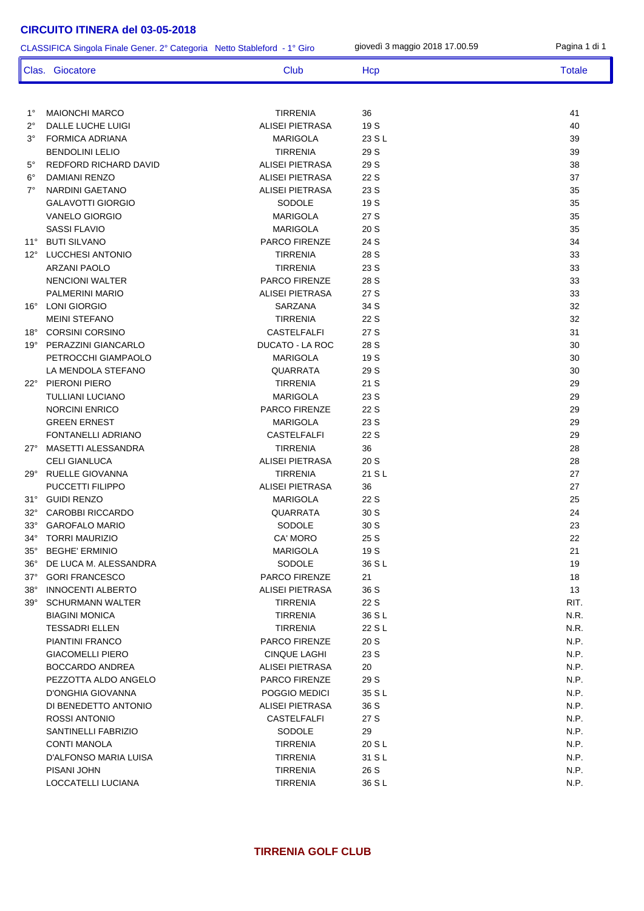# CIRCUITO ITINERA del 03-05-2018

CLASSIFICA Singola Finale Gener. 2° Categoria Netto Stableford - 1° Giro — giovedì 3 maggio 2018 17.00.59

| Clas. | Giocatore | Club | Hcp | Totale |
|---|---|---|---|---|
| 1° | MAIONCHI MARCO | TIRRENIA | 36 | 41 |
| 2° | DALLE LUCHE LUIGI | ALISEI PIETRASA | 19 S | 40 |
| 3° | FORMICA ADRIANA | MARIGOLA | 23 S L | 39 |
| | BENDOLINI LELIO | TIRRENIA | 29 S | 39 |
| 5° | REDFORD RICHARD DAVID | ALISEI PIETRASA | 29 S | 38 |
| 6° | DAMIANI RENZO | ALISEI PIETRASA | 22 S | 37 |
| 7° | NARDINI GAETANO | ALISEI PIETRASA | 23 S | 35 |
| | GALAVOTTI GIORGIO | SODOLE | 19 S | 35 |
| | VANELO GIORGIO | MARIGOLA | 27 S | 35 |
| | SASSI FLAVIO | MARIGOLA | 20 S | 35 |
| 11° | BUTI SILVANO | PARCO FIRENZE | 24 S | 34 |
| 12° | LUCCHESI ANTONIO | TIRRENIA | 28 S | 33 |
| | ARZANI PAOLO | TIRRENIA | 23 S | 33 |
| | NENCIONI WALTER | PARCO FIRENZE | 28 S | 33 |
| | PALMERINI MARIO | ALISEI PIETRASA | 27 S | 33 |
| 16° | LONI GIORGIO | SARZANA | 34 S | 32 |
| | MEINI STEFANO | TIRRENIA | 22 S | 32 |
| 18° | CORSINI CORSINO | CASTELFALFI | 27 S | 31 |
| 19° | PERAZZINI GIANCARLO | DUCATO - LA ROC | 28 S | 30 |
| | PETROCCHI GIAMPAOLO | MARIGOLA | 19 S | 30 |
| | LA MENDOLA STEFANO | QUARRATA | 29 S | 30 |
| 22° | PIERONI PIERO | TIRRENIA | 21 S | 29 |
| | TULLIANI LUCIANO | MARIGOLA | 23 S | 29 |
| | NORCINI ENRICO | PARCO FIRENZE | 22 S | 29 |
| | GREEN ERNEST | MARIGOLA | 23 S | 29 |
| | FONTANELLI ADRIANO | CASTELFALFI | 22 S | 29 |
| 27° | MASETTI ALESSANDRA | TIRRENIA | 36 | 28 |
| | CELI GIANLUCA | ALISEI PIETRASA | 20 S | 28 |
| 29° | RUELLE GIOVANNA | TIRRENIA | 21 S L | 27 |
| | PUCCETTI FILIPPO | ALISEI PIETRASA | 36 | 27 |
| 31° | GUIDI RENZO | MARIGOLA | 22 S | 25 |
| 32° | CAROBBI RICCARDO | QUARRATA | 30 S | 24 |
| 33° | GAROFALO MARIO | SODOLE | 30 S | 23 |
| 34° | TORRI MAURIZIO | CA' MORO | 25 S | 22 |
| 35° | BEGHE' ERMINIO | MARIGOLA | 19 S | 21 |
| 36° | DE LUCA M. ALESSANDRA | SODOLE | 36 S L | 19 |
| 37° | GORI FRANCESCO | PARCO FIRENZE | 21 | 18 |
| 38° | INNOCENTI ALBERTO | ALISEI PIETRASA | 36 S | 13 |
| 39° | SCHURMANN WALTER | TIRRENIA | 22 S | RIT. |
| | BIAGINI MONICA | TIRRENIA | 36 S L | N.R. |
| | TESSADRI ELLEN | TIRRENIA | 22 S L | N.R. |
| | PIANTINI FRANCO | PARCO FIRENZE | 20 S | N.P. |
| | GIACOMELLI PIERO | CINQUE LAGHI | 23 S | N.P. |
| | BOCCARDO ANDREA | ALISEI PIETRASA | 20 | N.P. |
| | PEZZOTTA ALDO ANGELO | PARCO FIRENZE | 29 S | N.P. |
| | D'ONGHIA GIOVANNA | POGGIO MEDICI | 35 S L | N.P. |
| | DI BENEDETTO ANTONIO | ALISEI PIETRASA | 36 S | N.P. |
| | ROSSI ANTONIO | CASTELFALFI | 27 S | N.P. |
| | SANTINELLI FABRIZIO | SODOLE | 29 | N.P. |
| | CONTI MANOLA | TIRRENIA | 20 S L | N.P. |
| | D'ALFONSO MARIA LUISA | TIRRENIA | 31 S L | N.P. |
| | PISANI JOHN | TIRRENIA | 26 S | N.P. |
| | LOCCATELLI LUCIANA | TIRRENIA | 36 S L | N.P. |

**TIRRENIA GOLF CLUB**